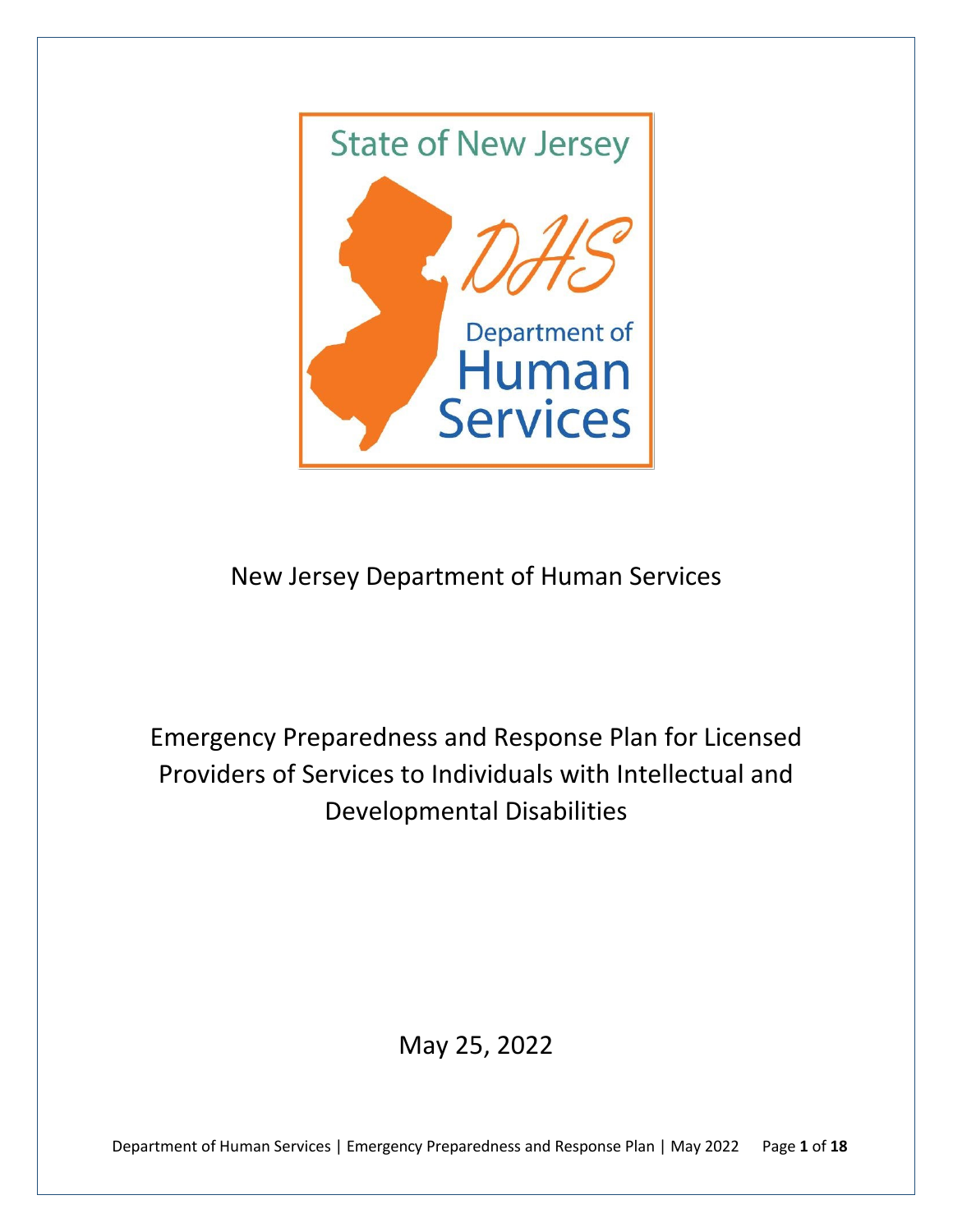State of New Jersey

DHS

Department of Human Services

New Jersey Department of Human Services

# Emergency Preparedness and Response Plan for Licensed Providers of Services to Individuals with Intellectual and Developmental Disabilities

May 25, 2022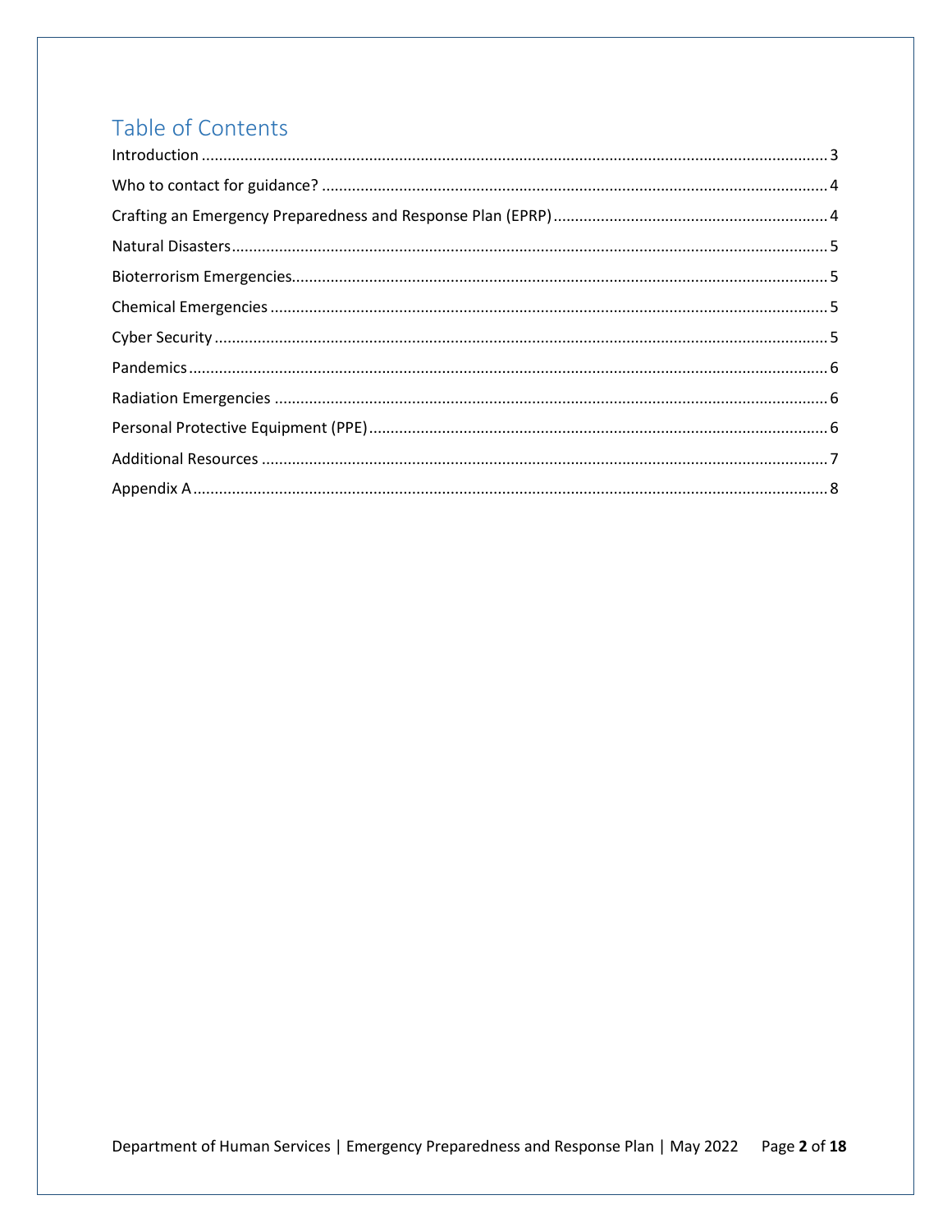# Table of Contents

Introduction ..... 3

Who to contact for guidance? ..... 4

Crafting an Emergency Preparedness and Response Plan (EPRP) ..... 4

Natural Disasters ..... 5

Bioterrorism Emergencies ..... 5

Chemical Emergencies ..... 5

Cyber Security ..... 5

Pandemics ..... 6

Radiation Emergencies ..... 6

Personal Protective Equipment (PPE) ..... 6

Additional Resources ..... 7

Appendix A ..... 8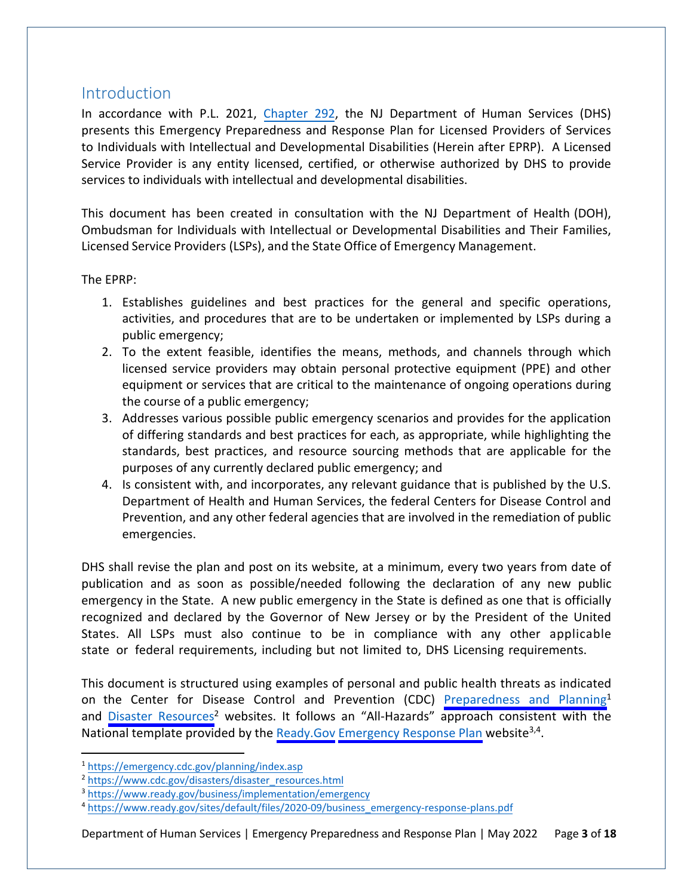## Introduction

In accordance with P.L. 2021, Chapter 292, the NJ Department of Human Services (DHS) presents this Emergency Preparedness and Response Plan for Licensed Providers of Services to Individuals with Intellectual and Developmental Disabilities (Herein after EPRP). A Licensed Service Provider is any entity licensed, certified, or otherwise authorized by DHS to provide services to individuals with intellectual and developmental disabilities.

This document has been created in consultation with the NJ Department of Health (DOH), Ombudsman for Individuals with Intellectual or Developmental Disabilities and Their Families, Licensed Service Providers (LSPs), and the State Office of Emergency Management.

The EPRP:

1. Establishes guidelines and best practices for the general and specific operations, activities, and procedures that are to be undertaken or implemented by LSPs during a public emergency;
2. To the extent feasible, identifies the means, methods, and channels through which licensed service providers may obtain personal protective equipment (PPE) and other equipment or services that are critical to the maintenance of ongoing operations during the course of a public emergency;
3. Addresses various possible public emergency scenarios and provides for the application of differing standards and best practices for each, as appropriate, while highlighting the standards, best practices, and resource sourcing methods that are applicable for the purposes of any currently declared public emergency; and
4. Is consistent with, and incorporates, any relevant guidance that is published by the U.S. Department of Health and Human Services, the federal Centers for Disease Control and Prevention, and any other federal agencies that are involved in the remediation of public emergencies.

DHS shall revise the plan and post on its website, at a minimum, every two years from date of publication and as soon as possible/needed following the declaration of any new public emergency in the State. A new public emergency in the State is defined as one that is officially recognized and declared by the Governor of New Jersey or by the President of the United States. All LSPs must also continue to be in compliance with any other applicable state or federal requirements, including but not limited to, DHS Licensing requirements.

This document is structured using examples of personal and public health threats as indicated on the Center for Disease Control and Prevention (CDC) Preparedness and Planning[1] and Disaster Resources[2] websites. It follows an "All-Hazards" approach consistent with the National template provided by the Ready.Gov Emergency Response Plan website[3,4].

---

[1] https://emergency.cdc.gov/planning/index.asp

[2] https://www.cdc.gov/disasters/disaster_resources.html

[3] https://www.ready.gov/business/implementation/emergency

[4] https://www.ready.gov/sites/default/files/2020-09/business_emergency-response-plans.pdf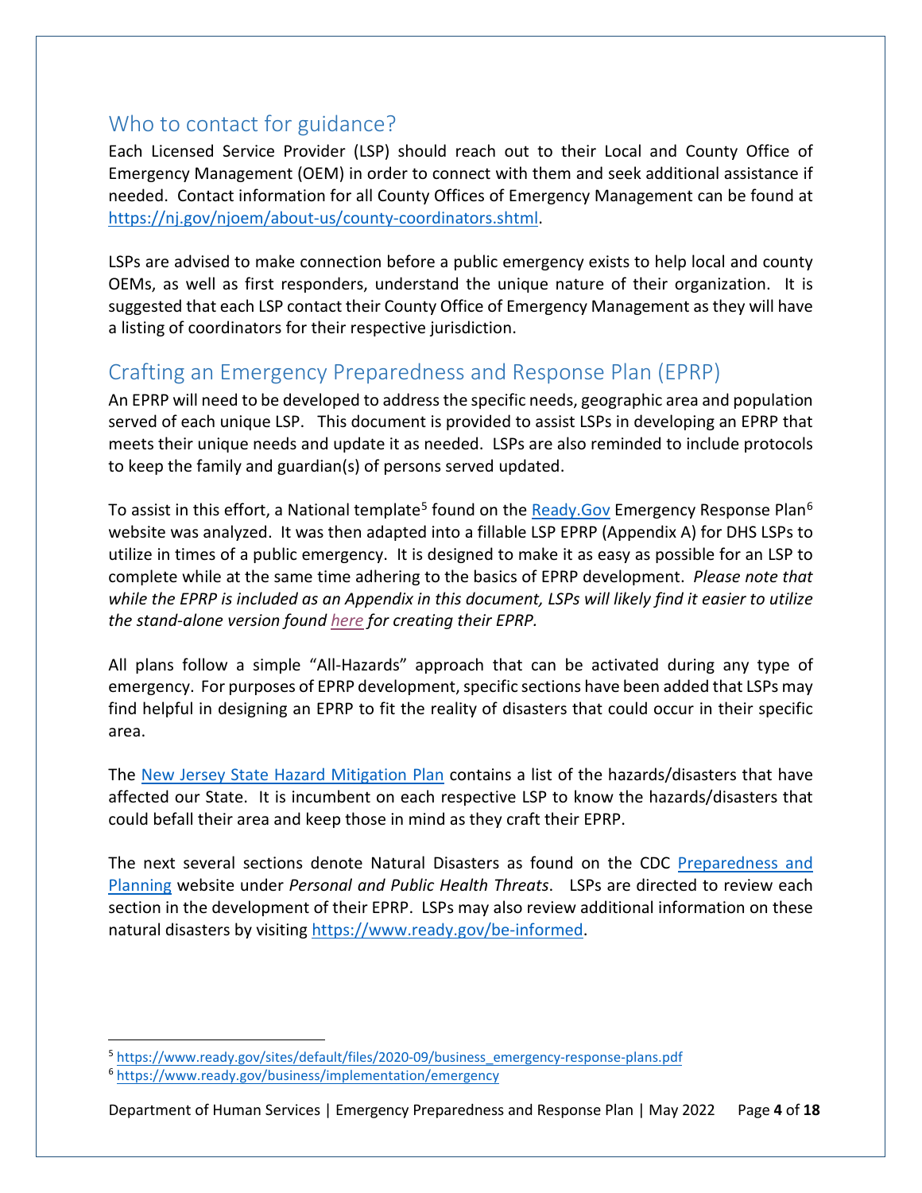## Who to contact for guidance?

Each Licensed Service Provider (LSP) should reach out to their Local and County Office of Emergency Management (OEM) in order to connect with them and seek additional assistance if needed. Contact information for all County Offices of Emergency Management can be found at https://nj.gov/njoem/about-us/county-coordinators.shtml.

LSPs are advised to make connection before a public emergency exists to help local and county OEMs, as well as first responders, understand the unique nature of their organization. It is suggested that each LSP contact their County Office of Emergency Management as they will have a listing of coordinators for their respective jurisdiction.

## Crafting an Emergency Preparedness and Response Plan (EPRP)

An EPRP will need to be developed to address the specific needs, geographic area and population served of each unique LSP. This document is provided to assist LSPs in developing an EPRP that meets their unique needs and update it as needed. LSPs are also reminded to include protocols to keep the family and guardian(s) of persons served updated.

To assist in this effort, a National template[5] found on the Ready.Gov Emergency Response Plan[6] website was analyzed. It was then adapted into a fillable LSP EPRP (Appendix A) for DHS LSPs to utilize in times of a public emergency. It is designed to make it as easy as possible for an LSP to complete while at the same time adhering to the basics of EPRP development. *Please note that while the EPRP is included as an Appendix in this document, LSPs will likely find it easier to utilize the stand-alone version found here for creating their EPRP.*

All plans follow a simple "All-Hazards" approach that can be activated during any type of emergency. For purposes of EPRP development, specific sections have been added that LSPs may find helpful in designing an EPRP to fit the reality of disasters that could occur in their specific area.

The New Jersey State Hazard Mitigation Plan contains a list of the hazards/disasters that have affected our State. It is incumbent on each respective LSP to know the hazards/disasters that could befall their area and keep those in mind as they craft their EPRP.

The next several sections denote Natural Disasters as found on the CDC Preparedness and Planning website under *Personal and Public Health Threats*. LSPs are directed to review each section in the development of their EPRP. LSPs may also review additional information on these natural disasters by visiting https://www.ready.gov/be-informed.

---

[5] https://www.ready.gov/sites/default/files/2020-09/business_emergency-response-plans.pdf

[6] https://www.ready.gov/business/implementation/emergency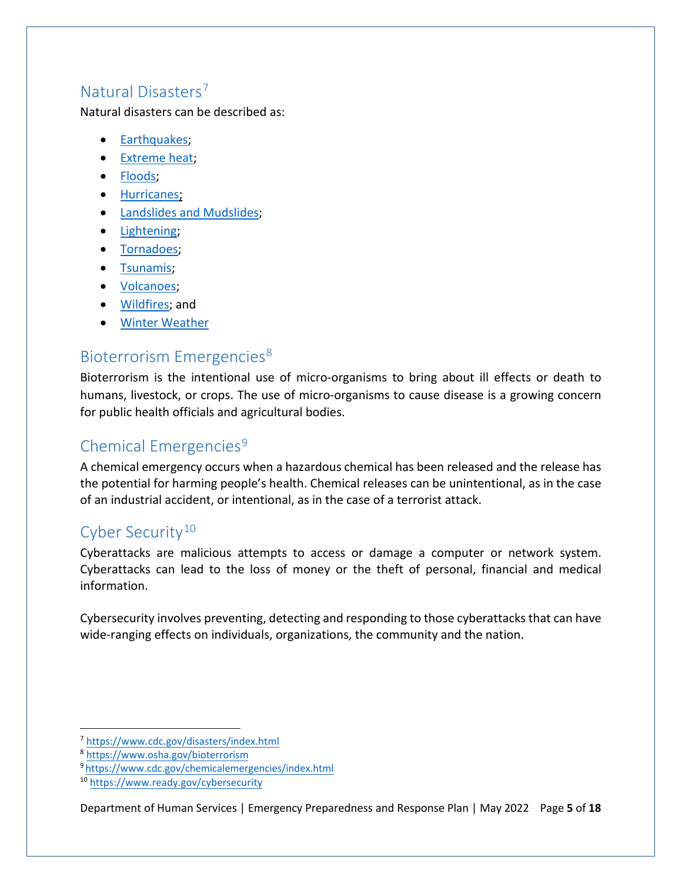## Natural Disasters[7]

Natural disasters can be described as:

- Earthquakes;
- Extreme heat;
- Floods;
- Hurricanes;
- Landslides and Mudslides;
- Lightening;
- Tornadoes;
- Tsunamis;
- Volcanoes;
- Wildfires; and
- Winter Weather

## Bioterrorism Emergencies[8]

Bioterrorism is the intentional use of micro-organisms to bring about ill effects or death to humans, livestock, or crops. The use of micro-organisms to cause disease is a growing concern for public health officials and agricultural bodies.

## Chemical Emergencies[9]

A chemical emergency occurs when a hazardous chemical has been released and the release has the potential for harming people's health. Chemical releases can be unintentional, as in the case of an industrial accident, or intentional, as in the case of a terrorist attack.

## Cyber Security[10]

Cyberattacks are malicious attempts to access or damage a computer or network system. Cyberattacks can lead to the loss of money or the theft of personal, financial and medical information.

Cybersecurity involves preventing, detecting and responding to those cyberattacks that can have wide-ranging effects on individuals, organizations, the community and the nation.

---

[7] https://www.cdc.gov/disasters/index.html

[8] https://www.osha.gov/bioterrorism

[9] https://www.cdc.gov/chemicalemergencies/index.html

[10] https://www.ready.gov/cybersecurity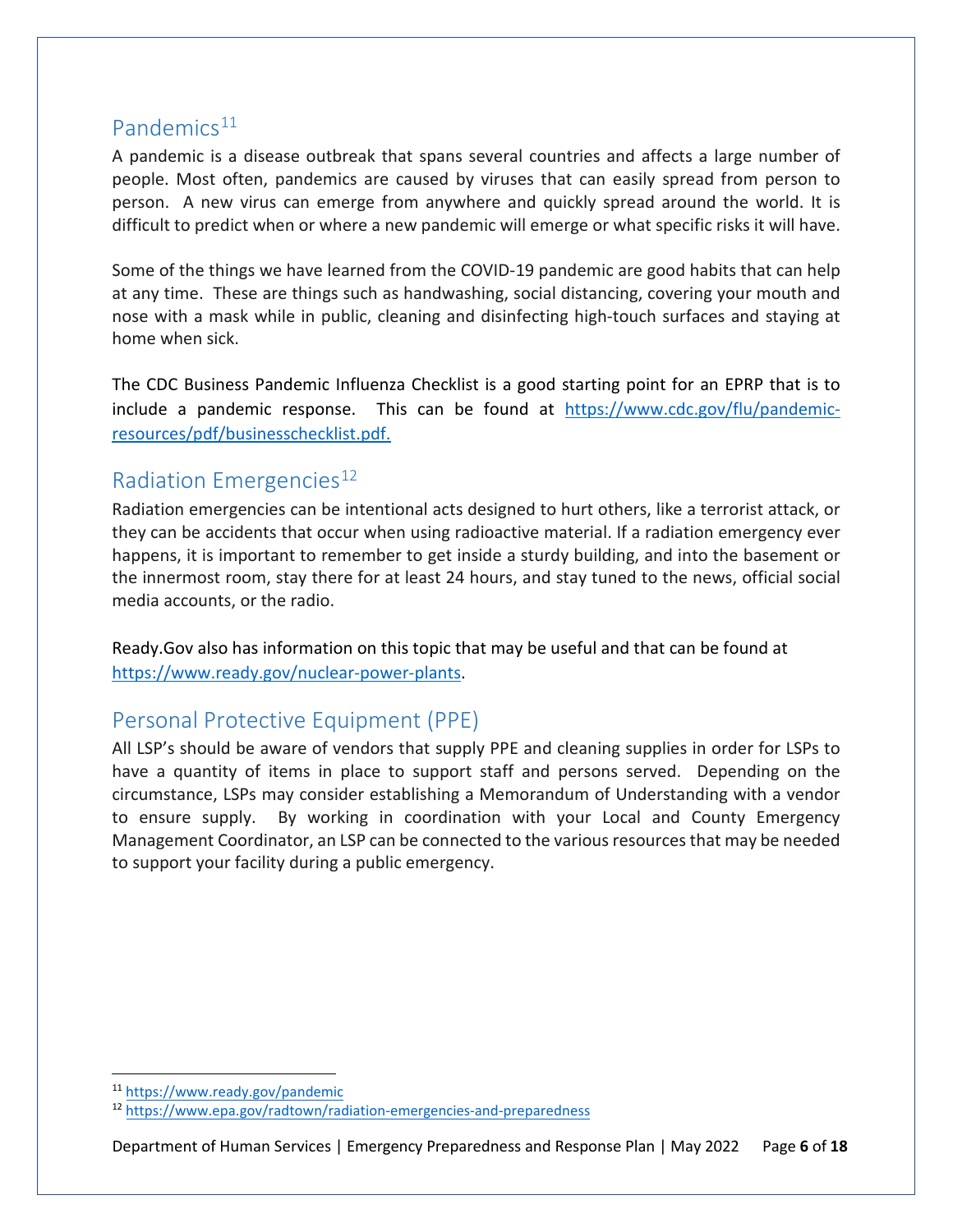## Pandemics[11]

A pandemic is a disease outbreak that spans several countries and affects a large number of people. Most often, pandemics are caused by viruses that can easily spread from person to person. A new virus can emerge from anywhere and quickly spread around the world. It is difficult to predict when or where a new pandemic will emerge or what specific risks it will have.

Some of the things we have learned from the COVID-19 pandemic are good habits that can help at any time. These are things such as handwashing, social distancing, covering your mouth and nose with a mask while in public, cleaning and disinfecting high-touch surfaces and staying at home when sick.

The CDC Business Pandemic Influenza Checklist is a good starting point for an EPRP that is to include a pandemic response. This can be found at https://www.cdc.gov/flu/pandemic-resources/pdf/businesschecklist.pdf.

## Radiation Emergencies[12]

Radiation emergencies can be intentional acts designed to hurt others, like a terrorist attack, or they can be accidents that occur when using radioactive material. If a radiation emergency ever happens, it is important to remember to get inside a sturdy building, and into the basement or the innermost room, stay there for at least 24 hours, and stay tuned to the news, official social media accounts, or the radio.

Ready.Gov also has information on this topic that may be useful and that can be found at https://www.ready.gov/nuclear-power-plants.

## Personal Protective Equipment (PPE)

All LSP's should be aware of vendors that supply PPE and cleaning supplies in order for LSPs to have a quantity of items in place to support staff and persons served. Depending on the circumstance, LSPs may consider establishing a Memorandum of Understanding with a vendor to ensure supply. By working in coordination with your Local and County Emergency Management Coordinator, an LSP can be connected to the various resources that may be needed to support your facility during a public emergency.

---

[11] https://www.ready.gov/pandemic

[12] https://www.epa.gov/radtown/radiation-emergencies-and-preparedness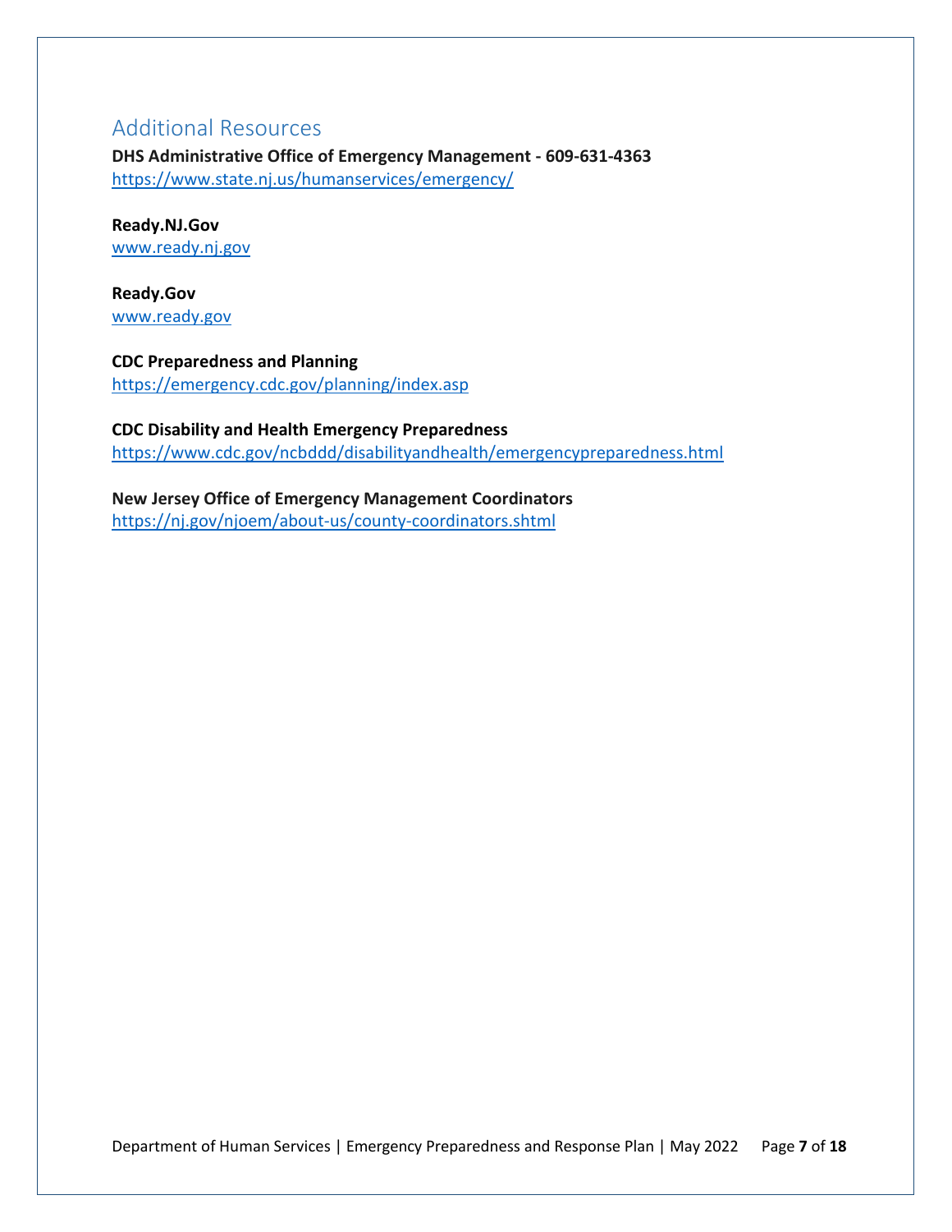## Additional Resources

**DHS Administrative Office of Emergency Management - 609-631-4363**
https://www.state.nj.us/humanservices/emergency/

**Ready.NJ.Gov**
www.ready.nj.gov

**Ready.Gov**
www.ready.gov

**CDC Preparedness and Planning**
https://emergency.cdc.gov/planning/index.asp

**CDC Disability and Health Emergency Preparedness**
https://www.cdc.gov/ncbddd/disabilityandhealth/emergencypreparedness.html

**New Jersey Office of Emergency Management Coordinators**
https://nj.gov/njoem/about-us/county-coordinators.shtml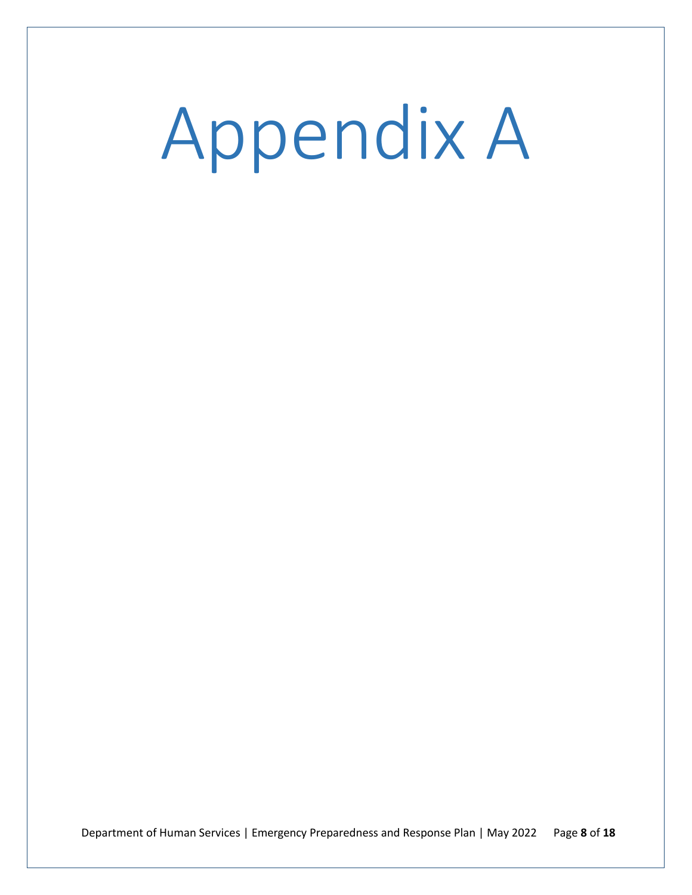# Appendix A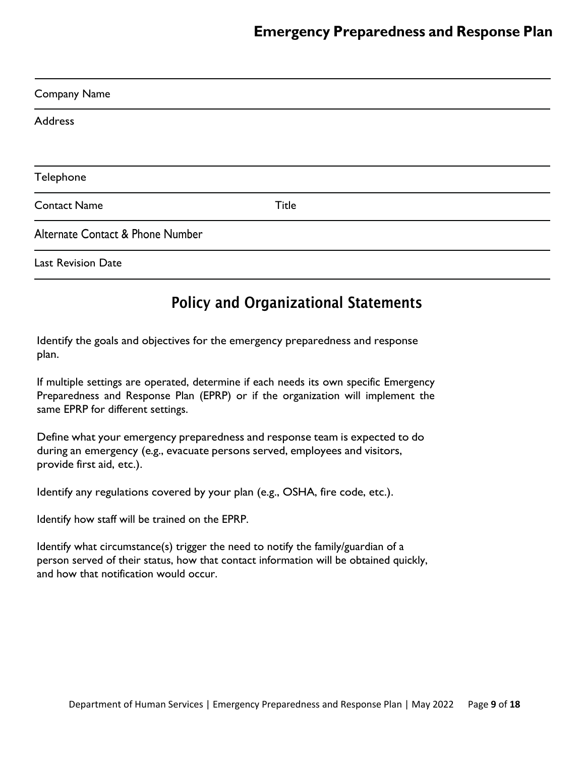# Emergency Preparedness and Response Plan

| | |
|---|---|
| Company Name | |
| Address | |
| Telephone | |
| Contact Name | Title |
| Alternate Contact & Phone Number | |
| Last Revision Date | |

## Policy and Organizational Statements

Identify the goals and objectives for the emergency preparedness and response plan.

If multiple settings are operated, determine if each needs its own specific Emergency Preparedness and Response Plan (EPRP) or if the organization will implement the same EPRP for different settings.

Define what your emergency preparedness and response team is expected to do during an emergency (e.g., evacuate persons served, employees and visitors, provide first aid, etc.).

Identify any regulations covered by your plan (e.g., OSHA, fire code, etc.).

Identify how staff will be trained on the EPRP.

Identify what circumstance(s) trigger the need to notify the family/guardian of a person served of their status, how that contact information will be obtained quickly, and how that notification would occur.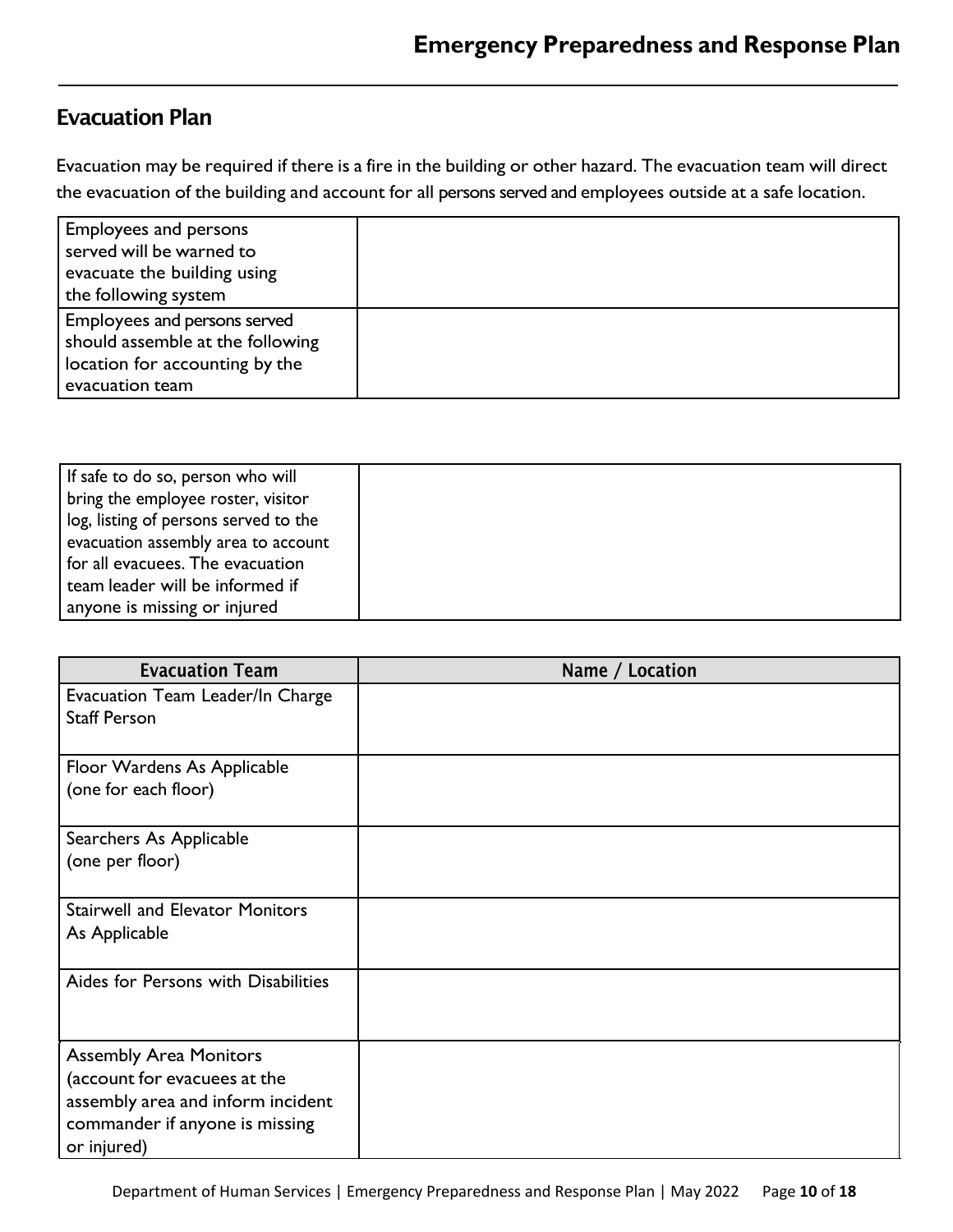## Evacuation Plan

Evacuation may be required if there is a fire in the building or other hazard. The evacuation team will direct the evacuation of the building and account for all persons served and employees outside at a safe location.

| | |
|---|---|
| Employees and persons served will be warned to evacuate the building using the following system | |
| Employees and persons served should assemble at the following location for accounting by the evacuation team | |

| | |
|---|---|
| If safe to do so, person who will bring the employee roster, visitor log, listing of persons served to the evacuation assembly area to account for all evacuees. The evacuation team leader will be informed if anyone is missing or injured | |

| Evacuation Team | Name / Location |
|---|---|
| Evacuation Team Leader/In Charge Staff Person | |
| Floor Wardens As Applicable (one for each floor) | |
| Searchers As Applicable (one per floor) | |
| Stairwell and Elevator Monitors As Applicable | |
| Aides for Persons with Disabilities | |
| Assembly Area Monitors (account for evacuees at the assembly area and inform incident commander if anyone is missing or injured) | |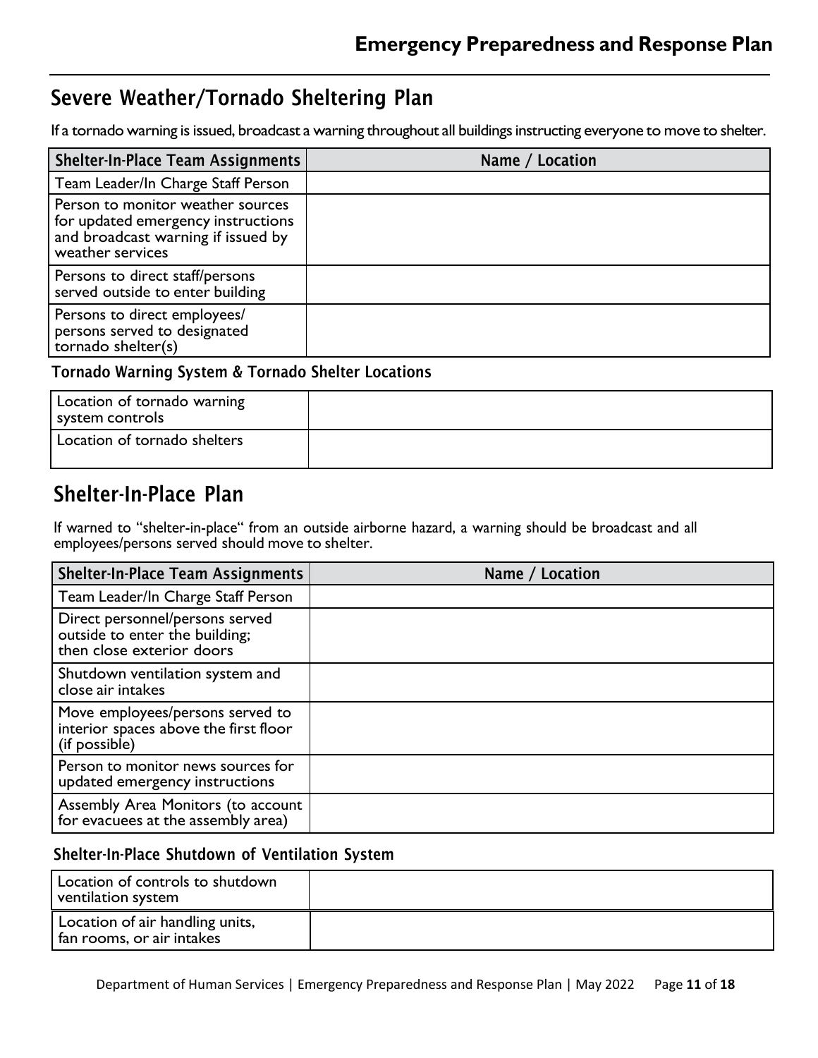## Severe Weather/Tornado Sheltering Plan

If a tornado warning is issued, broadcast a warning throughout all buildings instructing everyone to move to shelter.

| Shelter-In-Place Team Assignments | Name / Location |
|---|---|
| Team Leader/In Charge Staff Person | |
| Person to monitor weather sources for updated emergency instructions and broadcast warning if issued by weather services | |
| Persons to direct staff/persons served outside to enter building | |
| Persons to direct employees/ persons served to designated tornado shelter(s) | |

### Tornado Warning System & Tornado Shelter Locations

| | |
|---|---|
| Location of tornado warning system controls | |
| Location of tornado shelters | |

## Shelter-In-Place Plan

If warned to "shelter-in-place" from an outside airborne hazard, a warning should be broadcast and all employees/persons served should move to shelter.

| Shelter-In-Place Team Assignments | Name / Location |
|---|---|
| Team Leader/In Charge Staff Person | |
| Direct personnel/persons served outside to enter the building; then close exterior doors | |
| Shutdown ventilation system and close air intakes | |
| Move employees/persons served to interior spaces above the first floor (if possible) | |
| Person to monitor news sources for updated emergency instructions | |
| Assembly Area Monitors (to account for evacuees at the assembly area) | |

### Shelter-In-Place Shutdown of Ventilation System

| | |
|---|---|
| Location of controls to shutdown ventilation system | |
| Location of air handling units, fan rooms, or air intakes | |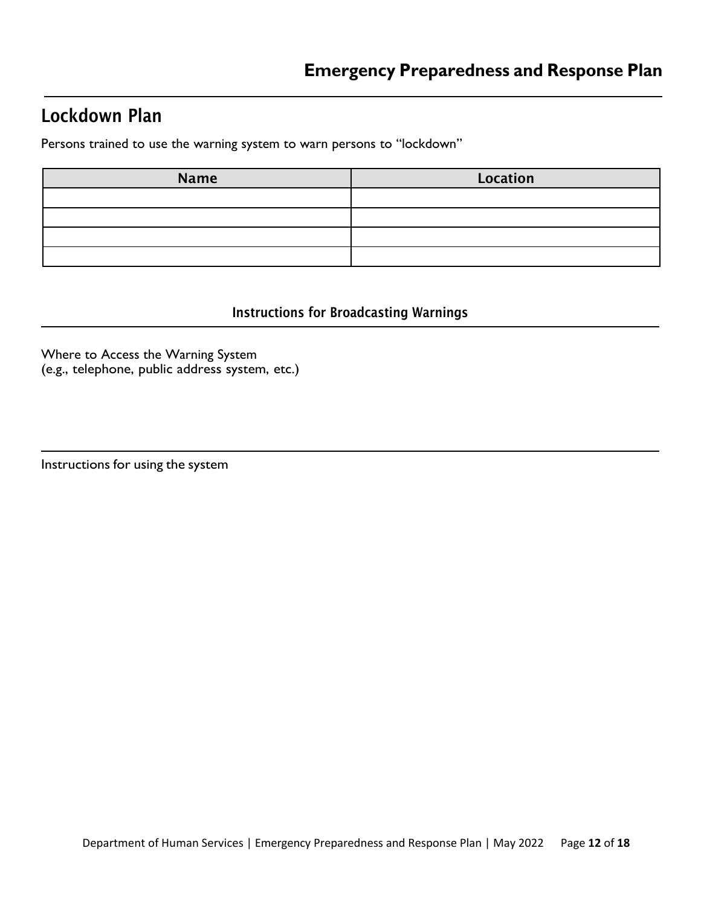## Lockdown Plan

Persons trained to use the warning system to warn persons to "lockdown"

| Name | Location |
|---|---|
| | |
| | |
| | |
| | |

### Instructions for Broadcasting Warnings

Where to Access the Warning System
(e.g., telephone, public address system, etc.)

Instructions for using the system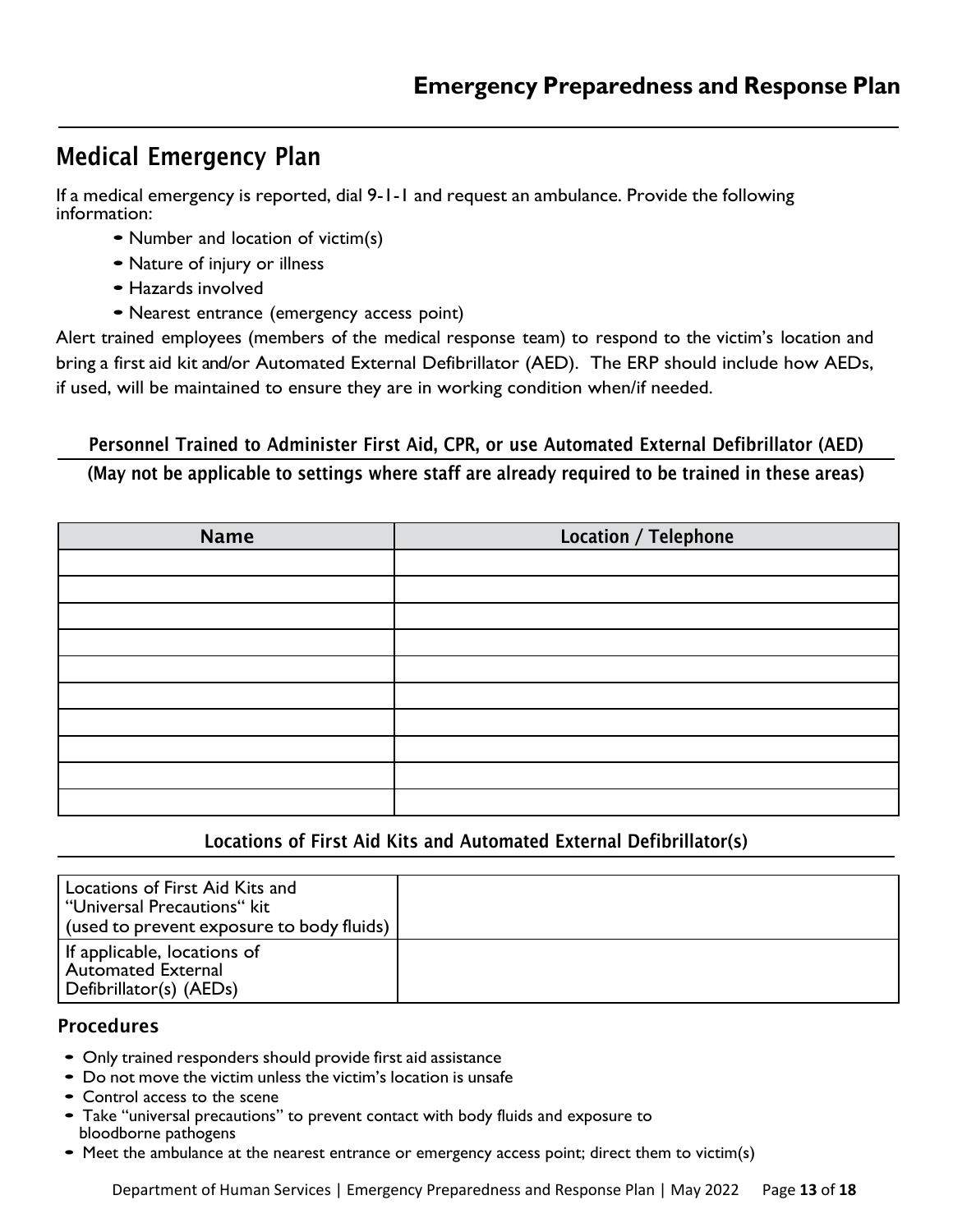## Medical Emergency Plan

If a medical emergency is reported, dial 9-1-1 and request an ambulance. Provide the following information:

- Number and location of victim(s)
- Nature of injury or illness
- Hazards involved
- Nearest entrance (emergency access point)

Alert trained employees (members of the medical response team) to respond to the victim's location and bring a first aid kit and/or Automated External Defibrillator (AED). The ERP should include how AEDs, if used, will be maintained to ensure they are in working condition when/if needed.

### Personnel Trained to Administer First Aid, CPR, or use Automated External Defibrillator (AED)

**(May not be applicable to settings where staff are already required to be trained in these areas)**

| Name | Location / Telephone |
|---|---|
| | |
| | |
| | |
| | |
| | |
| | |
| | |
| | |
| | |
| | |

### Locations of First Aid Kits and Automated External Defibrillator(s)

| | |
|---|---|
| Locations of First Aid Kits and "Universal Precautions" kit (used to prevent exposure to body fluids) | |
| If applicable, locations of Automated External Defibrillator(s) (AEDs) | |

### Procedures

- Only trained responders should provide first aid assistance
- Do not move the victim unless the victim's location is unsafe
- Control access to the scene
- Take "universal precautions" to prevent contact with body fluids and exposure to bloodborne pathogens
- Meet the ambulance at the nearest entrance or emergency access point; direct them to victim(s)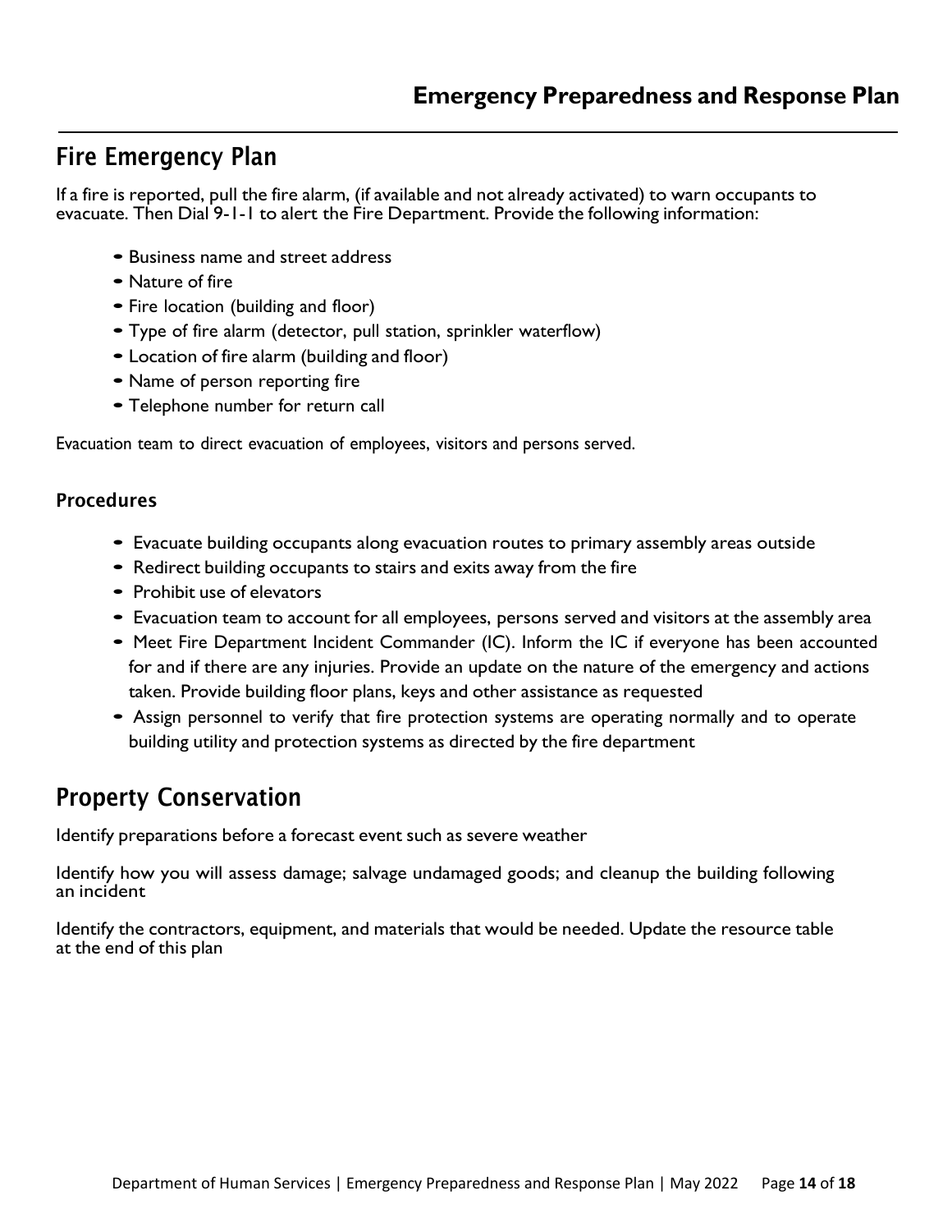## Fire Emergency Plan

If a fire is reported, pull the fire alarm, (if available and not already activated) to warn occupants to evacuate. Then Dial 9-1-1 to alert the Fire Department. Provide the following information:

- Business name and street address
- Nature of fire
- Fire location (building and floor)
- Type of fire alarm (detector, pull station, sprinkler waterflow)
- Location of fire alarm (building and floor)
- Name of person reporting fire
- Telephone number for return call

Evacuation team to direct evacuation of employees, visitors and persons served.

### Procedures

- Evacuate building occupants along evacuation routes to primary assembly areas outside
- Redirect building occupants to stairs and exits away from the fire
- Prohibit use of elevators
- Evacuation team to account for all employees, persons served and visitors at the assembly area
- Meet Fire Department Incident Commander (IC). Inform the IC if everyone has been accounted for and if there are any injuries. Provide an update on the nature of the emergency and actions taken. Provide building floor plans, keys and other assistance as requested
- Assign personnel to verify that fire protection systems are operating normally and to operate building utility and protection systems as directed by the fire department

## Property Conservation

Identify preparations before a forecast event such as severe weather

Identify how you will assess damage; salvage undamaged goods; and cleanup the building following an incident

Identify the contractors, equipment, and materials that would be needed. Update the resource table at the end of this plan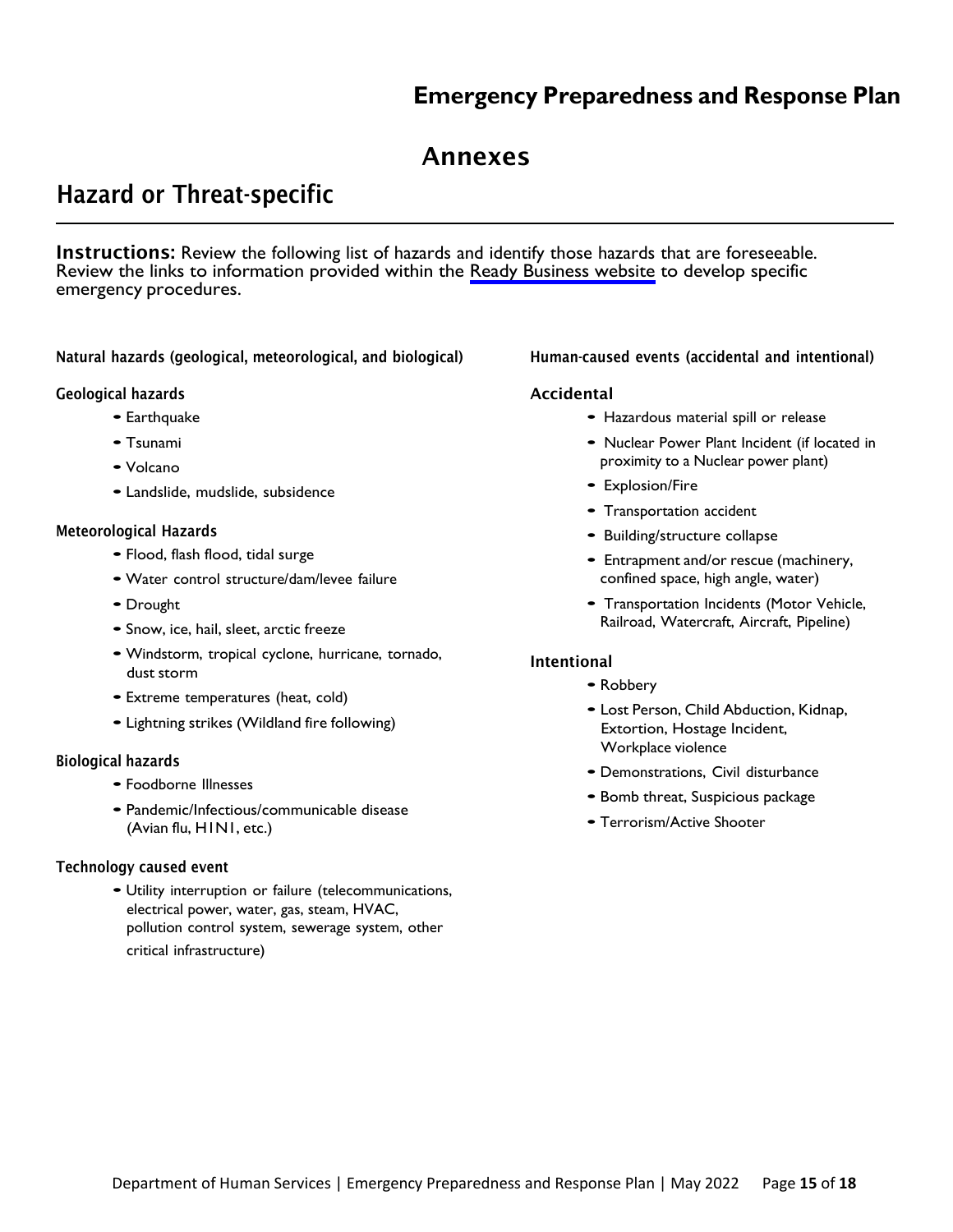# Emergency Preparedness and Response Plan

## Annexes

## Hazard or Threat-specific

**Instructions:** Review the following list of hazards and identify those hazards that are foreseeable. Review the links to information provided within the Ready Business website to develop specific emergency procedures.

### Natural hazards (geological, meteorological, and biological)

#### Geological hazards

- Earthquake
- Tsunami
- Volcano
- Landslide, mudslide, subsidence

#### Meteorological Hazards

- Flood, flash flood, tidal surge
- Water control structure/dam/levee failure
- Drought
- Snow, ice, hail, sleet, arctic freeze
- Windstorm, tropical cyclone, hurricane, tornado, dust storm
- Extreme temperatures (heat, cold)
- Lightning strikes (Wildland fire following)

#### Biological hazards

- Foodborne Illnesses
- Pandemic/Infectious/communicable disease (Avian flu, H1N1, etc.)

#### Technology caused event

- Utility interruption or failure (telecommunications, electrical power, water, gas, steam, HVAC, pollution control system, sewerage system, other critical infrastructure)

### Human-caused events (accidental and intentional)

#### Accidental

- Hazardous material spill or release
- Nuclear Power Plant Incident (if located in proximity to a Nuclear power plant)
- Explosion/Fire
- Transportation accident
- Building/structure collapse
- Entrapment and/or rescue (machinery, confined space, high angle, water)
- Transportation Incidents (Motor Vehicle, Railroad, Watercraft, Aircraft, Pipeline)

#### Intentional

- Robbery
- Lost Person, Child Abduction, Kidnap, Extortion, Hostage Incident, Workplace violence
- Demonstrations, Civil disturbance
- Bomb threat, Suspicious package
- Terrorism/Active Shooter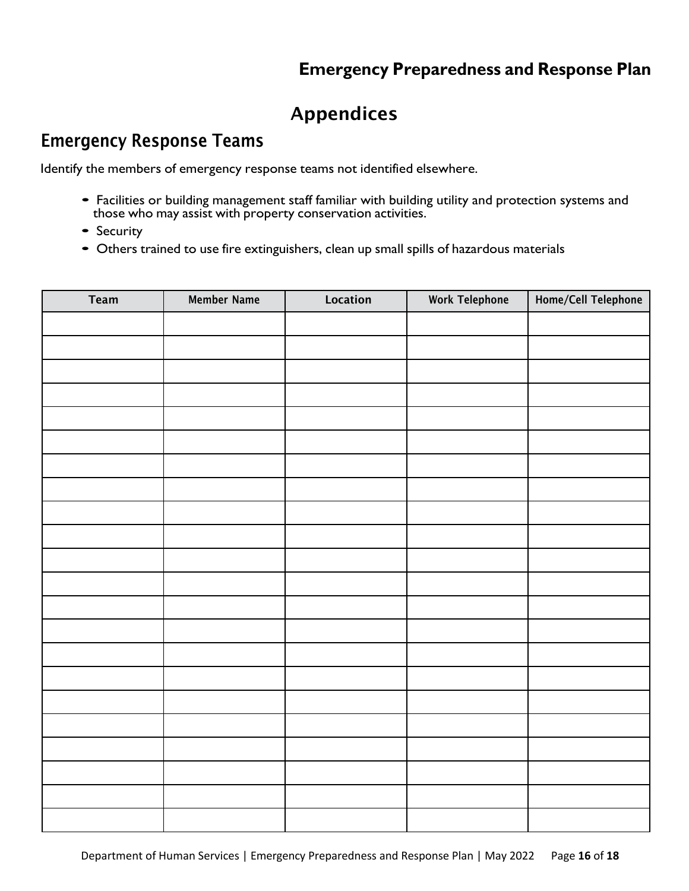# Appendices

## Emergency Response Teams

Identify the members of emergency response teams not identified elsewhere.

- Facilities or building management staff familiar with building utility and protection systems and those who may assist with property conservation activities.
- Security
- Others trained to use fire extinguishers, clean up small spills of hazardous materials

| Team | Member Name | Location | Work Telephone | Home/Cell Telephone |
|---|---|---|---|---|
| | | | | |
| | | | | |
| | | | | |
| | | | | |
| | | | | |
| | | | | |
| | | | | |
| | | | | |
| | | | | |
| | | | | |
| | | | | |
| | | | | |
| | | | | |
| | | | | |
| | | | | |
| | | | | |
| | | | | |
| | | | | |
| | | | | |
| | | | | |
| | | | | |
| | | | | |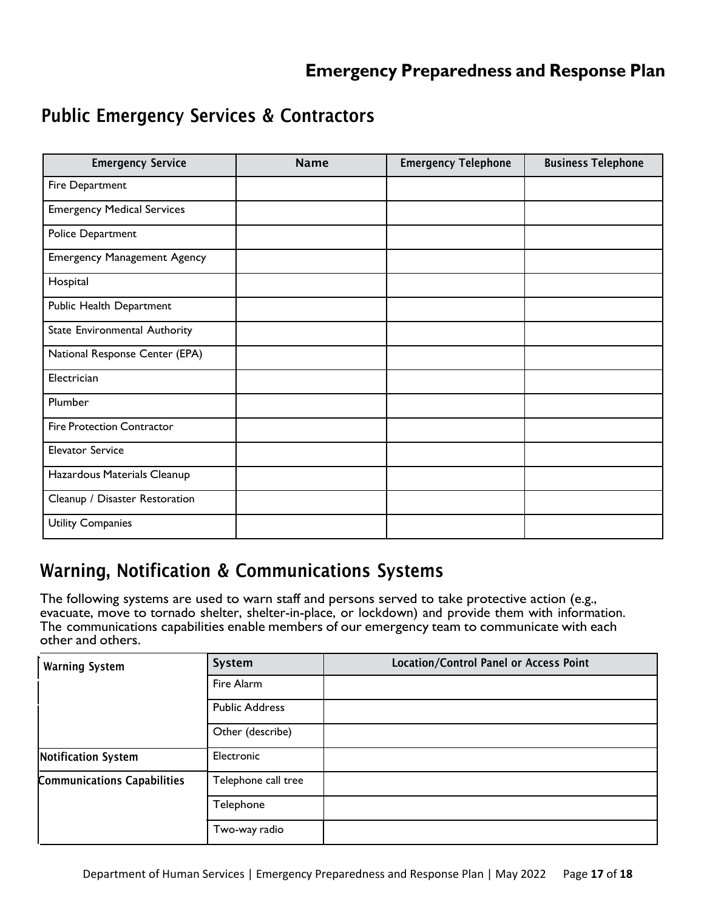## Public Emergency Services & Contractors

| Emergency Service | Name | Emergency Telephone | Business Telephone |
|---|---|---|---|
| Fire Department | | | |
| Emergency Medical Services | | | |
| Police Department | | | |
| Emergency Management Agency | | | |
| Hospital | | | |
| Public Health Department | | | |
| State Environmental Authority | | | |
| National Response Center (EPA) | | | |
| Electrician | | | |
| Plumber | | | |
| Fire Protection Contractor | | | |
| Elevator Service | | | |
| Hazardous Materials Cleanup | | | |
| Cleanup / Disaster Restoration | | | |
| Utility Companies | | | |

## Warning, Notification & Communications Systems

The following systems are used to warn staff and persons served to take protective action (e.g., evacuate, move to tornado shelter, shelter-in-place, or lockdown) and provide them with information. The communications capabilities enable members of our emergency team to communicate with each other and others.

| | System | Location/Control Panel or Access Point |
|---|---|---|
| Warning System | Fire Alarm | |
| | Public Address | |
| | Other (describe) | |
| Notification System | Electronic | |
| Communications Capabilities | Telephone call tree | |
| | Telephone | |
| | Two-way radio | |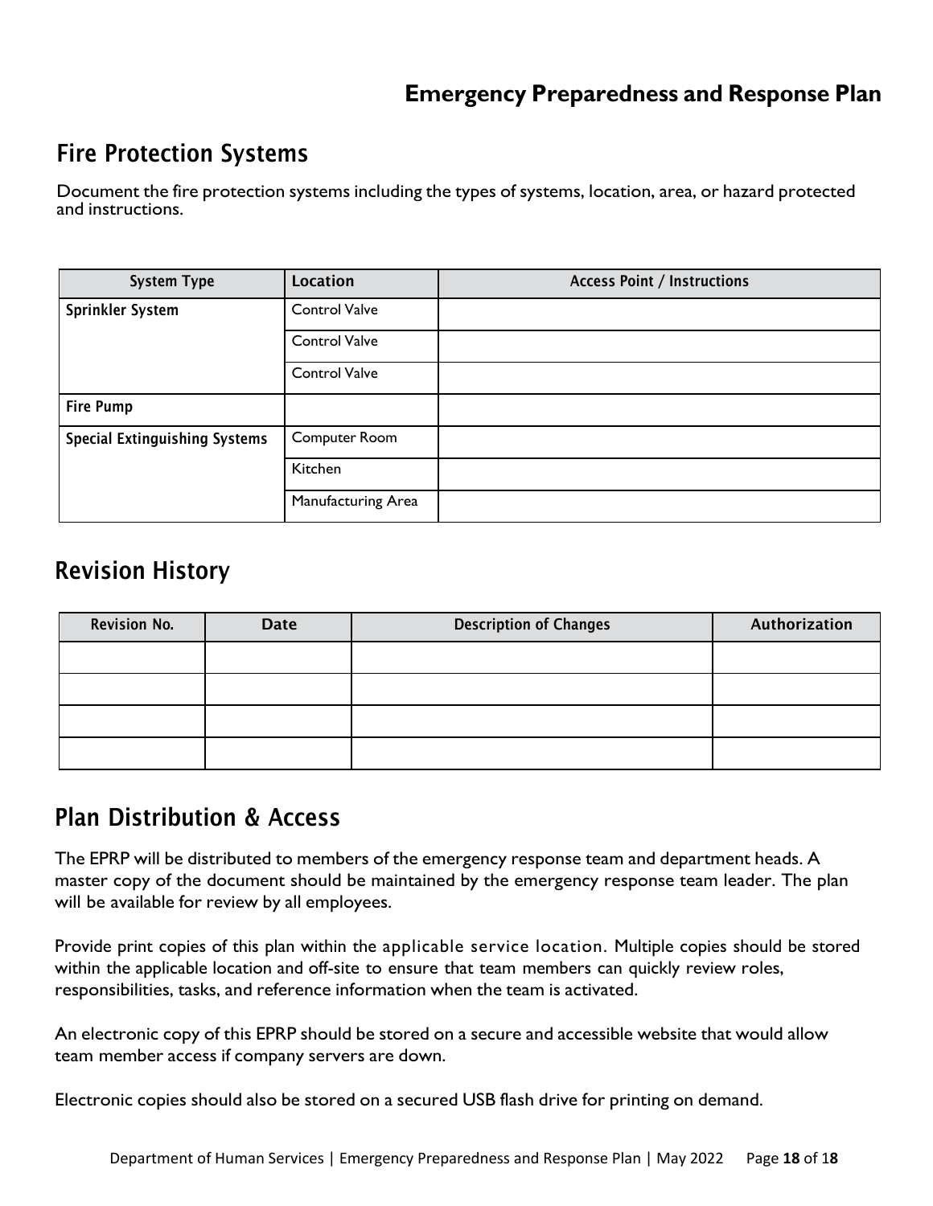## Fire Protection Systems

Document the fire protection systems including the types of systems, location, area, or hazard protected and instructions.

| System Type | Location | Access Point / Instructions |
|---|---|---|
| Sprinkler System | Control Valve | |
| | Control Valve | |
| | Control Valve | |
| Fire Pump | | |
| Special Extinguishing Systems | Computer Room | |
| | Kitchen | |
| | Manufacturing Area | |

## Revision History

| Revision No. | Date | Description of Changes | Authorization |
|---|---|---|---|
| | | | |
| | | | |
| | | | |
| | | | |

## Plan Distribution & Access

The EPRP will be distributed to members of the emergency response team and department heads. A master copy of the document should be maintained by the emergency response team leader. The plan will be available for review by all employees.

Provide print copies of this plan within the applicable service location. Multiple copies should be stored within the applicable location and off-site to ensure that team members can quickly review roles, responsibilities, tasks, and reference information when the team is activated.

An electronic copy of this EPRP should be stored on a secure and accessible website that would allow team member access if company servers are down.

Electronic copies should also be stored on a secured USB flash drive for printing on demand.